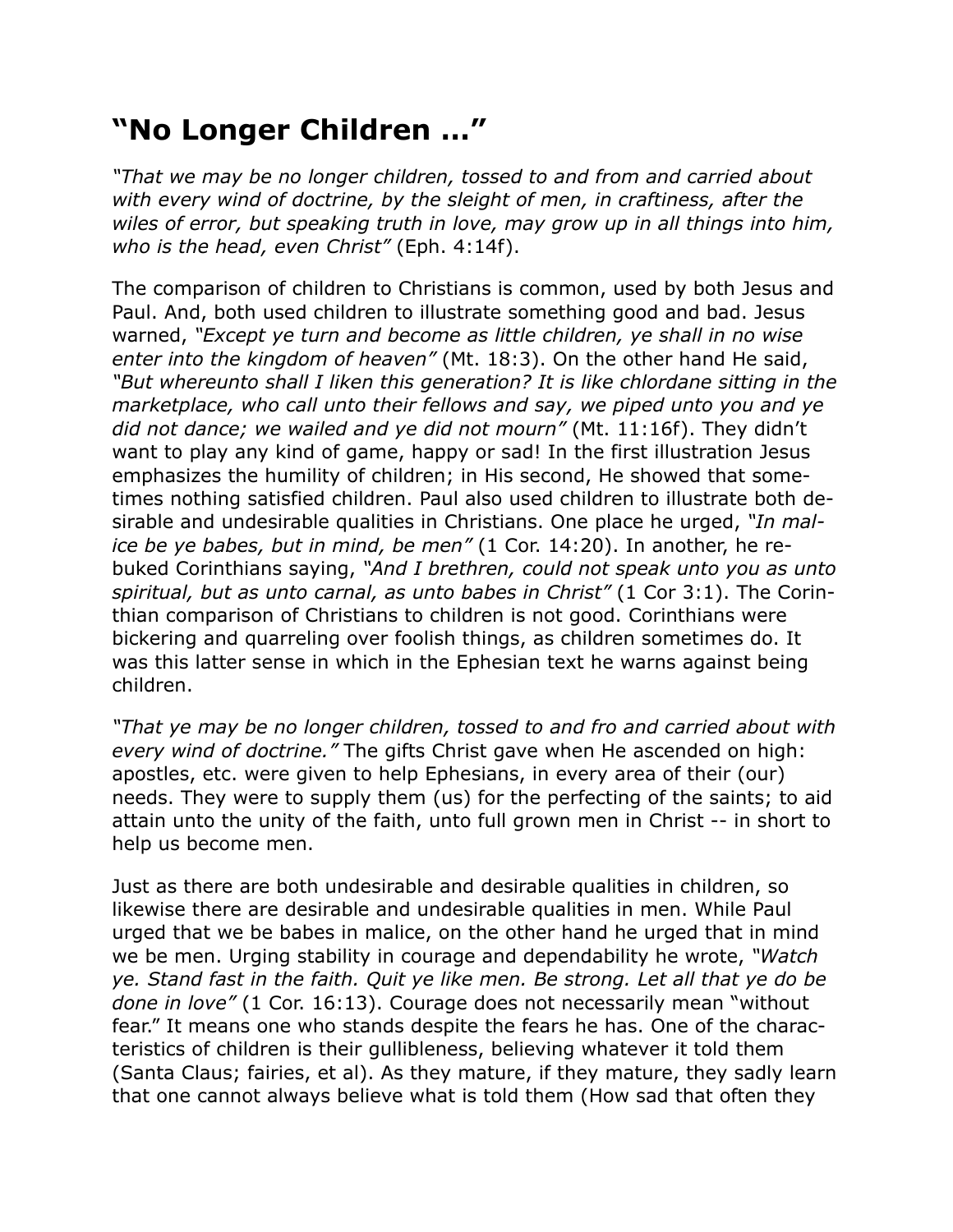# "No Longer Children …"

*"That we may be no longer children, tossed to and from and carried about with every wind of doctrine, by the sleight of men, in craftiness, after the wiles of error, but speaking truth in love, may grow up in all things into him, who is the head, even Christ"* (Eph. 4:14f).

The comparison of children to Christians is common, used by both Jesus and Paul. And, both used children to illustrate something good and bad. Jesus warned, *"Except ye turn and become as little children, ye shall in no wise enter into the kingdom of heaven"* (Mt. 18:3). On the other hand He said, *"But whereunto shall I liken this generation? It is like chlordane sitting in the marketplace, who call unto their fellows and say, we piped unto you and ye did not dance; we wailed and ye did not mourn"* (Mt. 11:16f). They didn't want to play any kind of game, happy or sad! In the first illustration Jesus emphasizes the humility of children; in His second, He showed that sometimes nothing satisfied children. Paul also used children to illustrate both desirable and undesirable qualities in Christians. One place he urged, *"In malice be ye babes, but in mind, be men"* (1 Cor. 14:20). In another, he rebuked Corinthians saying, *"And I brethren, could not speak unto you as unto spiritual, but as unto carnal, as unto babes in Christ"* (1 Cor 3:1). The Corinthian comparison of Christians to children is not good. Corinthians were bickering and quarreling over foolish things, as children sometimes do. It was this latter sense in which in the Ephesian text he warns against being children.

*"That ye may be no longer children, tossed to and fro and carried about with every wind of doctrine."* The gifts Christ gave when He ascended on high: apostles, etc. were given to help Ephesians, in every area of their (our) needs. They were to supply them (us) for the perfecting of the saints; to aid attain unto the unity of the faith, unto full grown men in Christ -- in short to help us become men.

Just as there are both undesirable and desirable qualities in children, so likewise there are desirable and undesirable qualities in men. While Paul urged that we be babes in malice, on the other hand he urged that in mind we be men. Urging stability in courage and dependability he wrote, *"Watch ye. Stand fast in the faith. Quit ye like men. Be strong. Let all that ye do be done in love"* (1 Cor. 16:13). Courage does not necessarily mean "without fear." It means one who stands despite the fears he has. One of the characteristics of children is their gullibleness, believing whatever it told them (Santa Claus; fairies, et al). As they mature, if they mature, they sadly learn that one cannot always believe what is told them (How sad that often they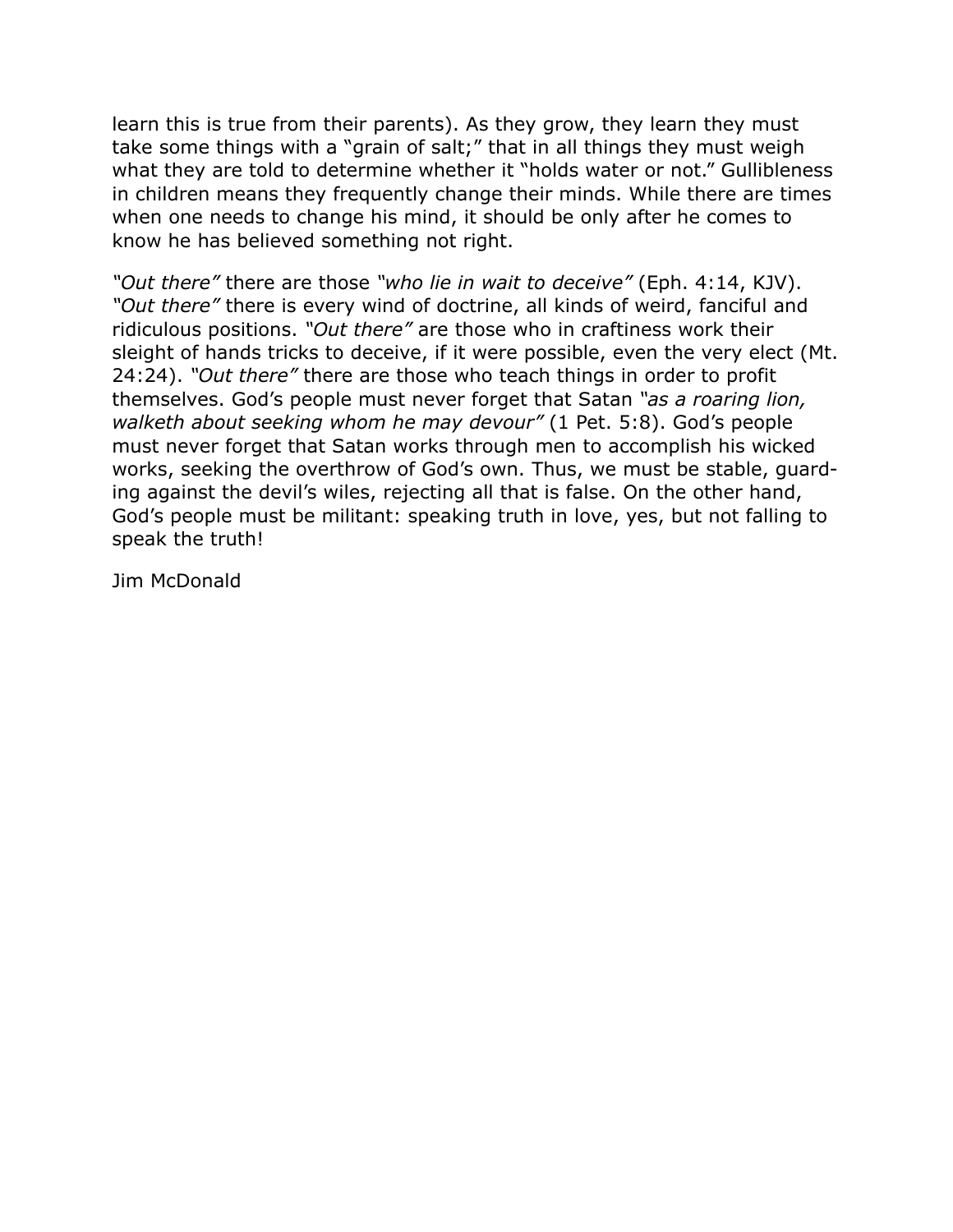learn this is true from their parents). As they grow, they learn they must take some things with a "grain of salt;" that in all things they must weigh what they are told to determine whether it "holds water or not." Gullibleness in children means they frequently change their minds. While there are times when one needs to change his mind, it should be only after he comes to know he has believed something not right.

*"Out there"* there are those *"who lie in wait to deceive"* (Eph. 4:14, KJV). *"Out there"* there is every wind of doctrine, all kinds of weird, fanciful and ridiculous positions. *"Out there"* are those who in craftiness work their sleight of hands tricks to deceive, if it were possible, even the very elect (Mt. 24:24). *"Out there"* there are those who teach things in order to profit themselves. God's people must never forget that Satan *"as a roaring lion, walketh about seeking whom he may devour"* (1 Pet. 5:8). God's people must never forget that Satan works through men to accomplish his wicked works, seeking the overthrow of God's own. Thus, we must be stable, guarding against the devil's wiles, rejecting all that is false. On the other hand, God's people must be militant: speaking truth in love, yes, but not falling to speak the truth!

Jim McDonald